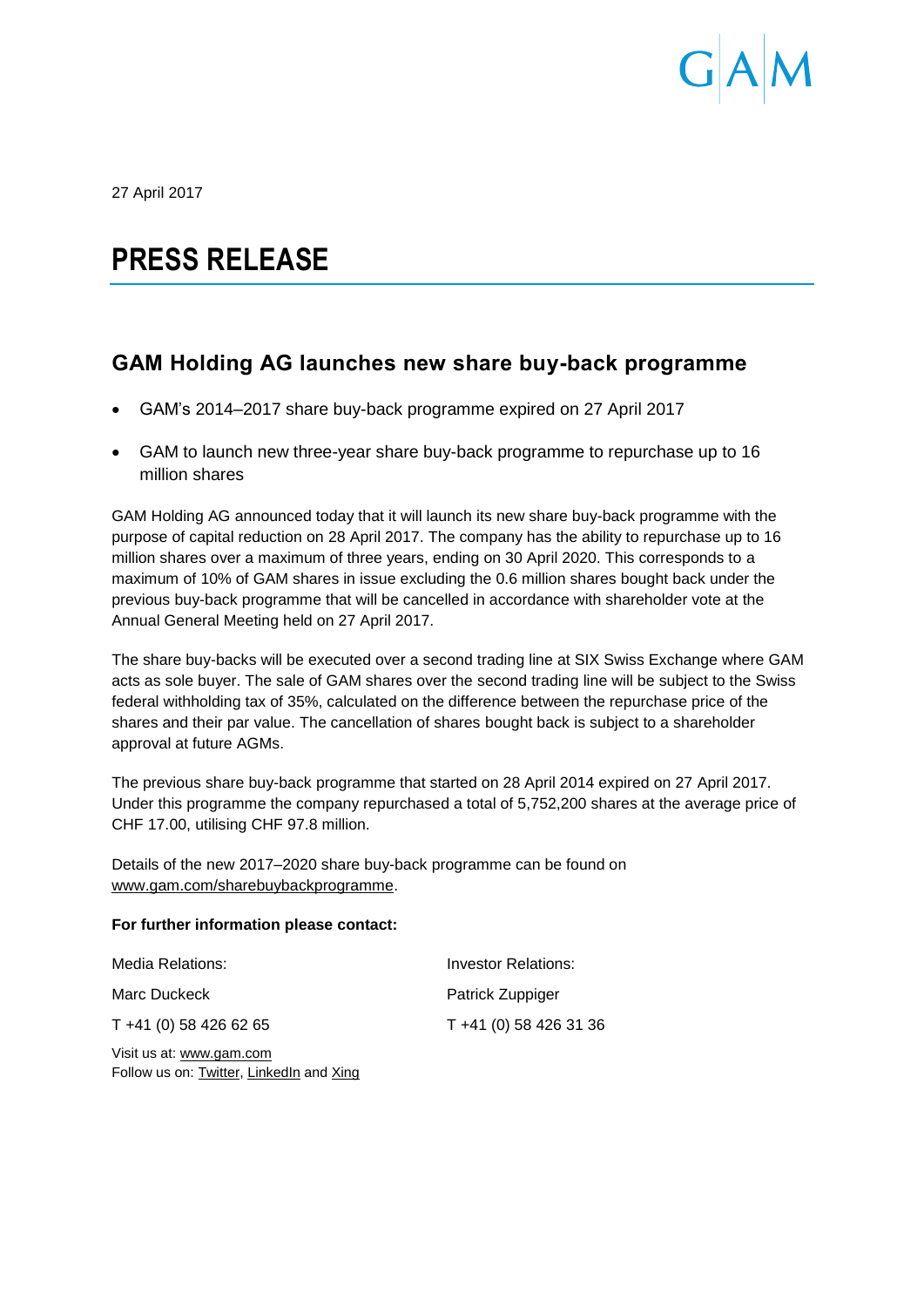GAM

27 April 2017

# PRESS RELEASE

## GAM Holding AG launches new share buy-back programme

- GAM's 2014–2017 share buy-back programme expired on 27 April 2017
- GAM to launch new three-year share buy-back programme to repurchase up to 16 million shares

GAM Holding AG announced today that it will launch its new share buy-back programme with the purpose of capital reduction on 28 April 2017. The company has the ability to repurchase up to 16 million shares over a maximum of three years, ending on 30 April 2020. This corresponds to a maximum of 10% of GAM shares in issue excluding the 0.6 million shares bought back under the previous buy-back programme that will be cancelled in accordance with shareholder vote at the Annual General Meeting held on 27 April 2017.

The share buy-backs will be executed over a second trading line at SIX Swiss Exchange where GAM acts as sole buyer. The sale of GAM shares over the second trading line will be subject to the Swiss federal withholding tax of 35%, calculated on the difference between the repurchase price of the shares and their par value. The cancellation of shares bought back is subject to a shareholder approval at future AGMs.

The previous share buy-back programme that started on 28 April 2014 expired on 27 April 2017. Under this programme the company repurchased a total of 5,752,200 shares at the average price of CHF 17.00, utilising CHF 97.8 million.

Details of the new 2017–2020 share buy-back programme can be found on www.gam.com/sharebuybackprogramme.

**For further information please contact:**

Media Relations:
Marc Duckeck
T +41 (0) 58 426 62 65

Investor Relations:
Patrick Zuppiger
T +41 (0) 58 426 31 36

Visit us at: www.gam.com
Follow us on: Twitter, LinkedIn and Xing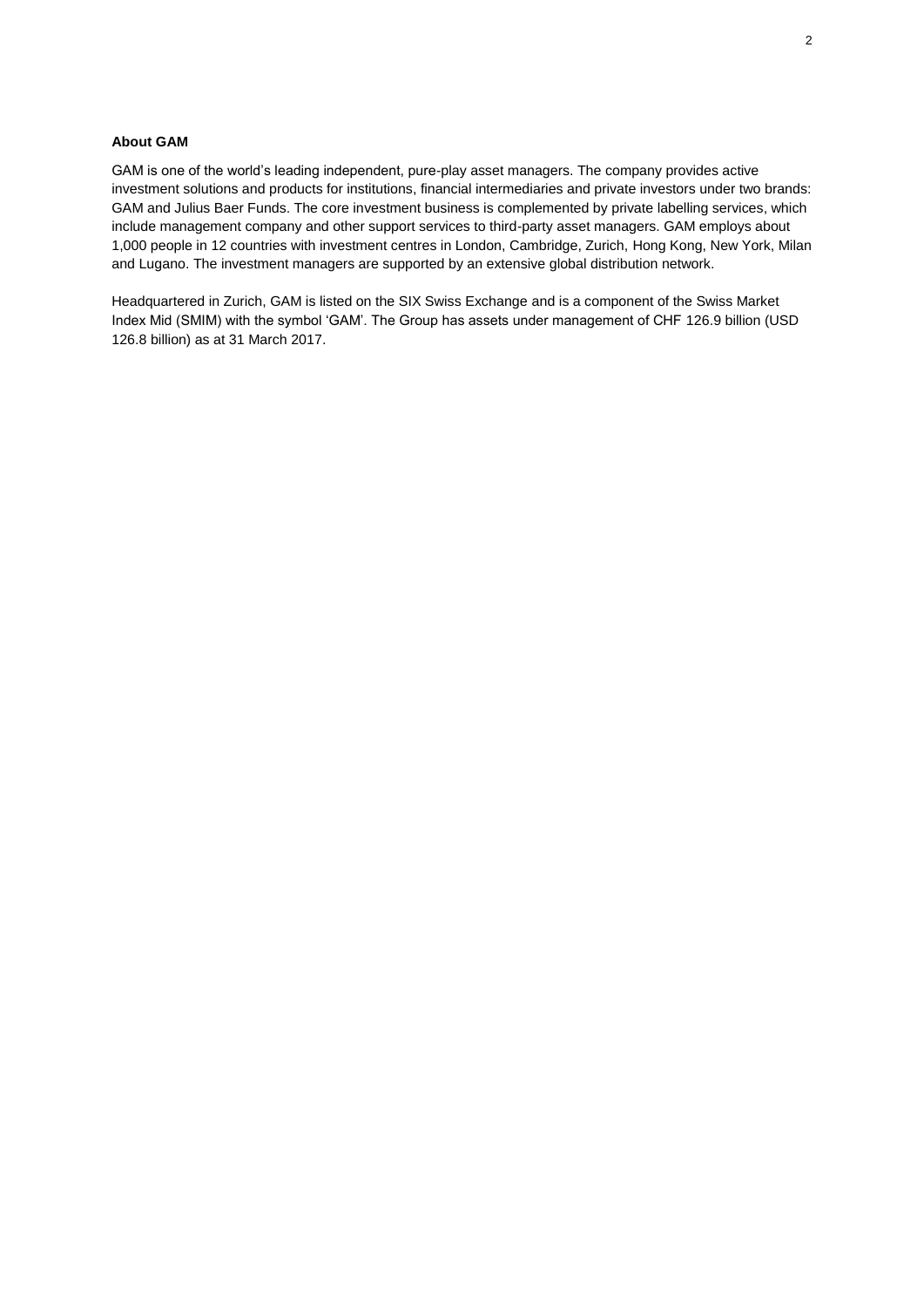**About GAM**

GAM is one of the world's leading independent, pure-play asset managers. The company provides active investment solutions and products for institutions, financial intermediaries and private investors under two brands: GAM and Julius Baer Funds. The core investment business is complemented by private labelling services, which include management company and other support services to third-party asset managers. GAM employs about 1,000 people in 12 countries with investment centres in London, Cambridge, Zurich, Hong Kong, New York, Milan and Lugano. The investment managers are supported by an extensive global distribution network.

Headquartered in Zurich, GAM is listed on the SIX Swiss Exchange and is a component of the Swiss Market Index Mid (SMIM) with the symbol 'GAM'. The Group has assets under management of CHF 126.9 billion (USD 126.8 billion) as at 31 March 2017.